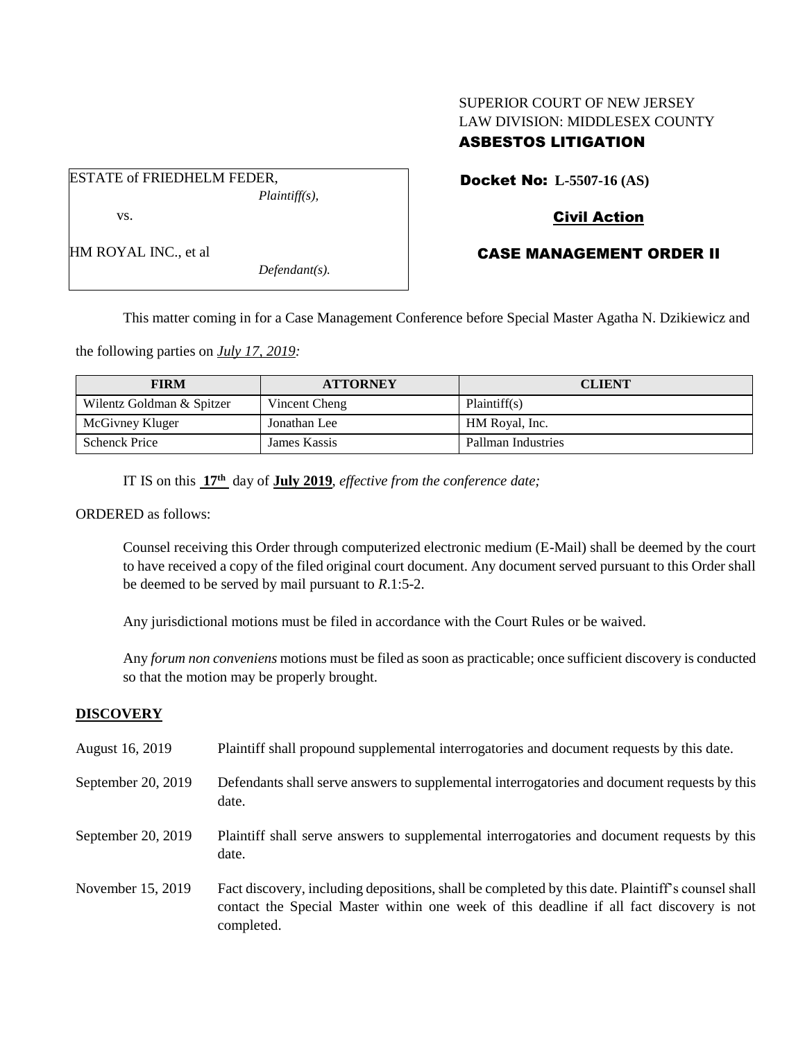SUPERIOR COURT OF NEW JERSEY
LAW DIVISION: MIDDLESEX COUNTY
**ASBESTOS LITIGATION**

ESTATE of FRIEDHELM FEDER,
*Plaintiff(s),*

vs.

HM ROYAL INC., et al
*Defendant(s).*

**Docket No: L-5507-16 (AS)**

**Civil Action**

**CASE MANAGEMENT ORDER II**

This matter coming in for a Case Management Conference before Special Master Agatha N. Dzikiewicz and the following parties on *July 17, 2019:*

| FIRM | ATTORNEY | CLIENT |
|---|---|---|
| Wilentz Goldman & Spitzer | Vincent Cheng | Plaintiff(s) |
| McGivney Kluger | Jonathan Lee | HM Royal, Inc. |
| Schenck Price | James Kassis | Pallman Industries |

IT IS on this **17th** day of **July 2019**, *effective from the conference date;*

ORDERED as follows:

Counsel receiving this Order through computerized electronic medium (E-Mail) shall be deemed by the court to have received a copy of the filed original court document. Any document served pursuant to this Order shall be deemed to be served by mail pursuant to *R*.1:5-2.

Any jurisdictional motions must be filed in accordance with the Court Rules or be waived.

Any *forum non conveniens* motions must be filed as soon as practicable; once sufficient discovery is conducted so that the motion may be properly brought.

## DISCOVERY

| | |
|---|---|
| August 16, 2019 | Plaintiff shall propound supplemental interrogatories and document requests by this date. |
| September 20, 2019 | Defendants shall serve answers to supplemental interrogatories and document requests by this date. |
| September 20, 2019 | Plaintiff shall serve answers to supplemental interrogatories and document requests by this date. |
| November 15, 2019 | Fact discovery, including depositions, shall be completed by this date. Plaintiff's counsel shall contact the Special Master within one week of this deadline if all fact discovery is not completed. |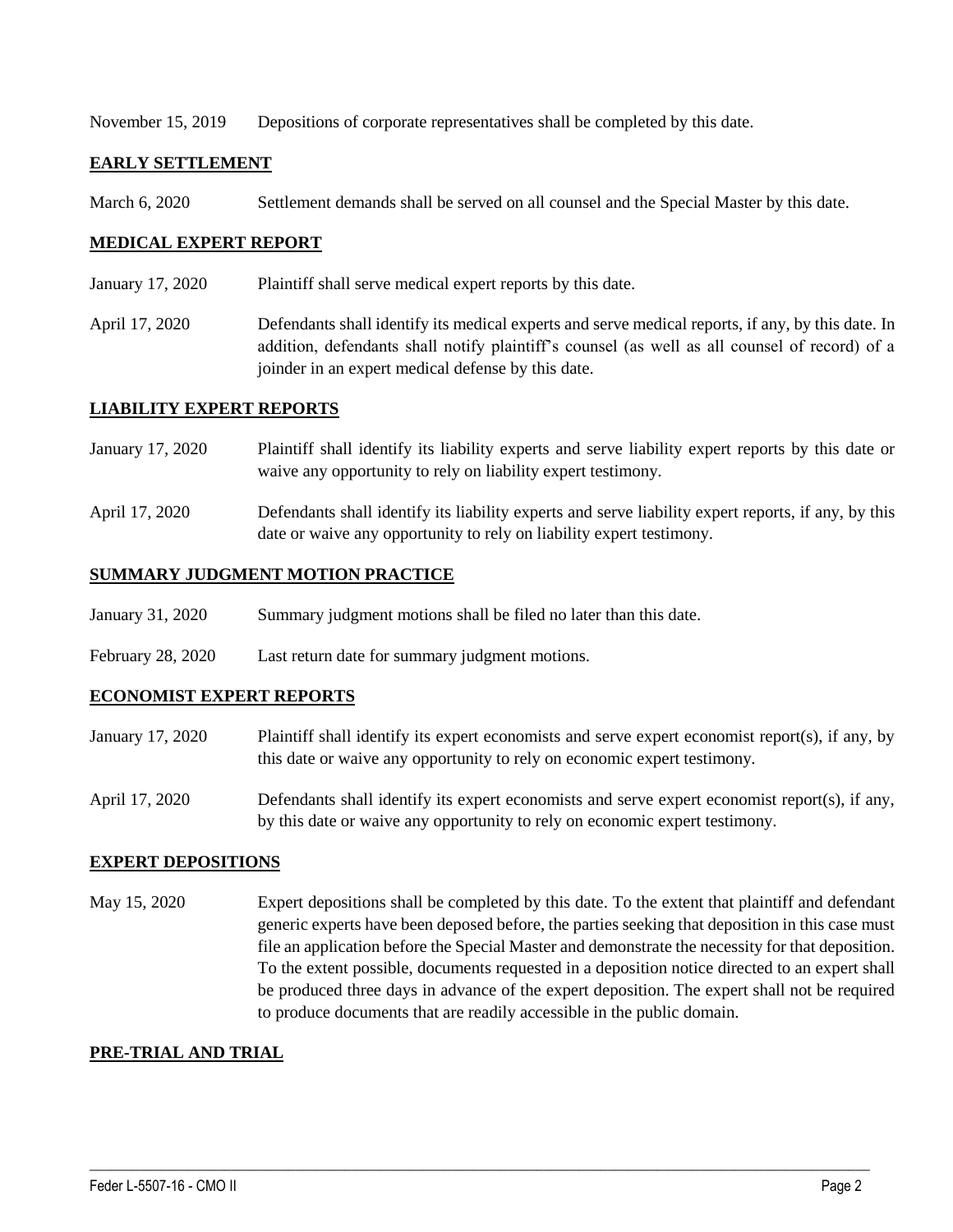November 15, 2019 Depositions of corporate representatives shall be completed by this date.

**EARLY SETTLEMENT**

March 6, 2020 Settlement demands shall be served on all counsel and the Special Master by this date.

**MEDICAL EXPERT REPORT**

January 17, 2020 Plaintiff shall serve medical expert reports by this date.

April 17, 2020 Defendants shall identify its medical experts and serve medical reports, if any, by this date. In addition, defendants shall notify plaintiff's counsel (as well as all counsel of record) of a joinder in an expert medical defense by this date.

**LIABILITY EXPERT REPORTS**

January 17, 2020 Plaintiff shall identify its liability experts and serve liability expert reports by this date or waive any opportunity to rely on liability expert testimony.

April 17, 2020 Defendants shall identify its liability experts and serve liability expert reports, if any, by this date or waive any opportunity to rely on liability expert testimony.

**SUMMARY JUDGMENT MOTION PRACTICE**

January 31, 2020 Summary judgment motions shall be filed no later than this date.

February 28, 2020 Last return date for summary judgment motions.

**ECONOMIST EXPERT REPORTS**

January 17, 2020 Plaintiff shall identify its expert economists and serve expert economist report(s), if any, by this date or waive any opportunity to rely on economic expert testimony.

April 17, 2020 Defendants shall identify its expert economists and serve expert economist report(s), if any, by this date or waive any opportunity to rely on economic expert testimony.

**EXPERT DEPOSITIONS**

May 15, 2020 Expert depositions shall be completed by this date. To the extent that plaintiff and defendant generic experts have been deposed before, the parties seeking that deposition in this case must file an application before the Special Master and demonstrate the necessity for that deposition. To the extent possible, documents requested in a deposition notice directed to an expert shall be produced three days in advance of the expert deposition. The expert shall not be required to produce documents that are readily accessible in the public domain.

**PRE-TRIAL AND TRIAL**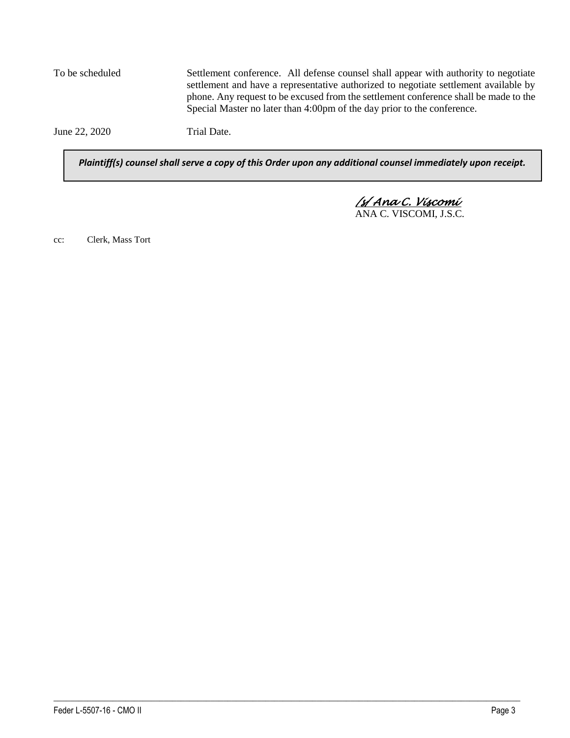| | |
|---|---|
| To be scheduled | Settlement conference. All defense counsel shall appear with authority to negotiate settlement and have a representative authorized to negotiate settlement available by phone. Any request to be excused from the settlement conference shall be made to the Special Master no later than 4:00pm of the day prior to the conference. |
| June 22, 2020 | Trial Date. |

***Plaintiff(s) counsel shall serve a copy of this Order upon any additional counsel immediately upon receipt.***

/s/ Ana C. Viscomi
ANA C. VISCOMI, J.S.C.

cc: Clerk, Mass Tort